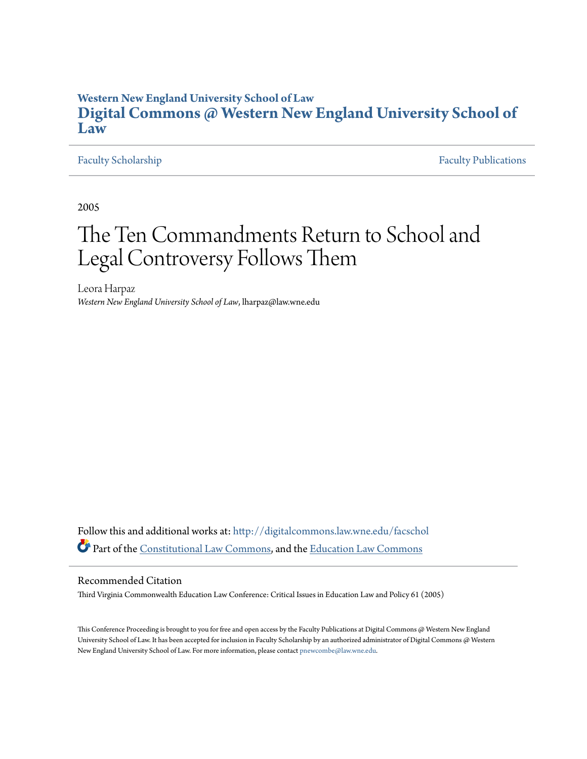**Western New England University School of Law**

# Digital Commons @ Western New England University School of Law

Faculty Scholarship — Faculty Publications

2005

# The Ten Commandments Return to School and Legal Controversy Follows Them

Leora Harpaz

*Western New England University School of Law*, lharpaz@law.wne.edu

Follow this and additional works at: http://digitalcommons.law.wne.edu/facschol

Part of the Constitutional Law Commons, and the Education Law Commons

## Recommended Citation

Third Virginia Commonwealth Education Law Conference: Critical Issues in Education Law and Policy 61 (2005)

This Conference Proceeding is brought to you for free and open access by the Faculty Publications at Digital Commons @ Western New England University School of Law. It has been accepted for inclusion in Faculty Scholarship by an authorized administrator of Digital Commons @ Western New England University School of Law. For more information, please contact pnewcombe@law.wne.edu.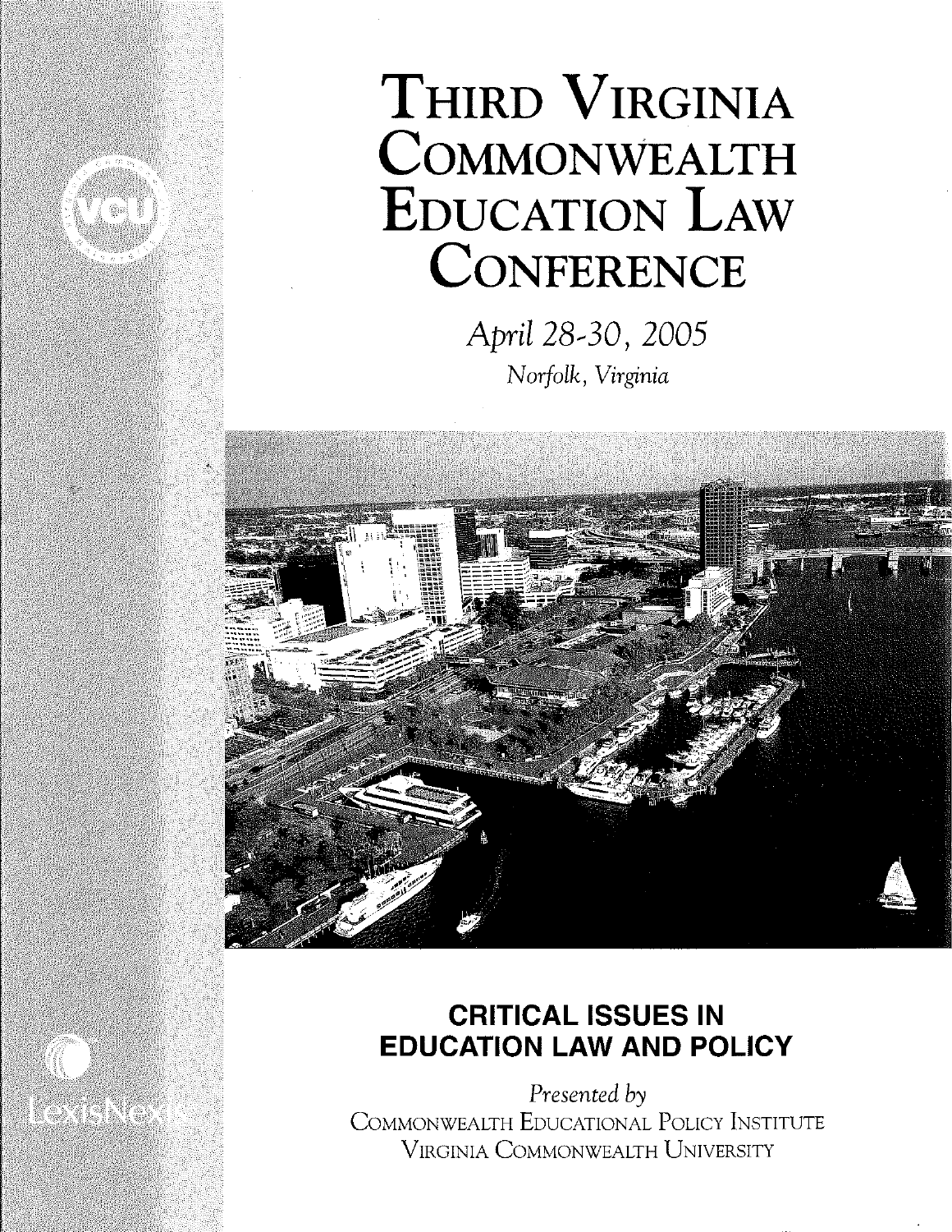# Third Virginia Commonwealth Education Law Conference

*April 28-30, 2005*

*Norfolk, Virginia*

## CRITICAL ISSUES IN EDUCATION LAW AND POLICY

*Presented by*

Commonwealth Educational Policy Institute

Virginia Commonwealth University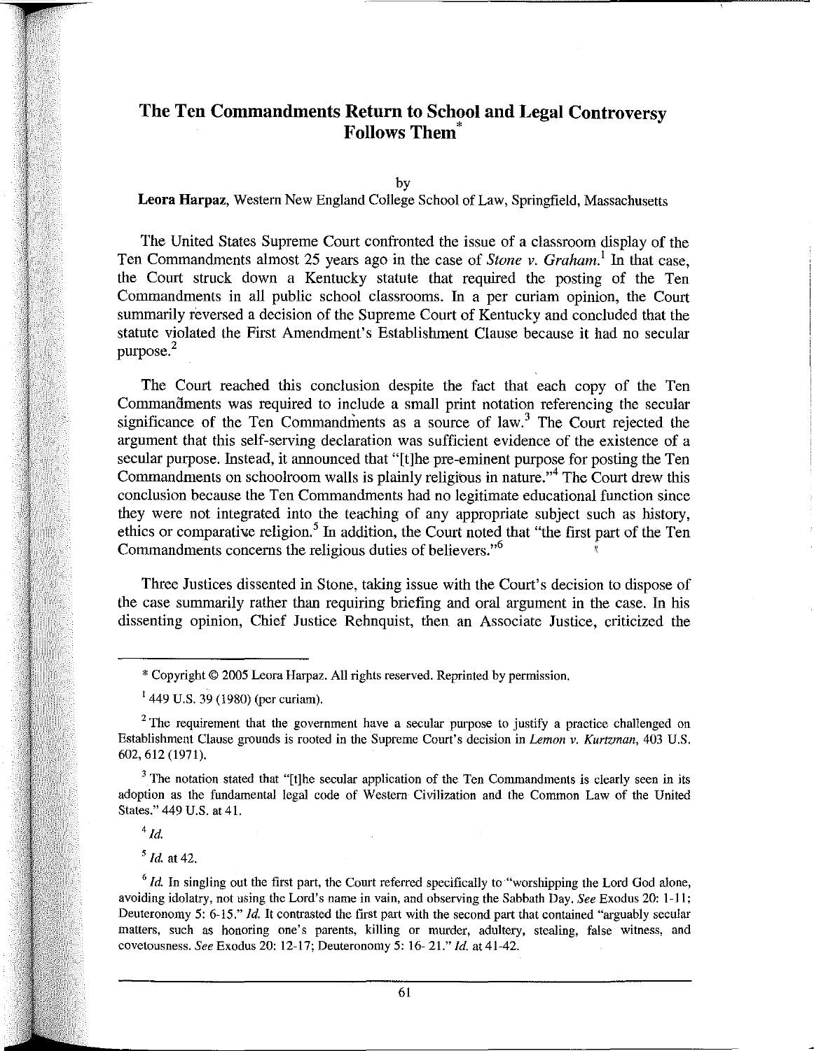# The Ten Commandments Return to School and Legal Controversy Follows Them*

by

**Leora Harpaz**, Western New England College School of Law, Springfield, Massachusetts

The United States Supreme Court confronted the issue of a classroom display of the Ten Commandments almost 25 years ago in the case of *Stone v. Graham*.[1] In that case, the Court struck down a Kentucky statute that required the posting of the Ten Commandments in all public school classrooms. In a per curiam opinion, the Court summarily reversed a decision of the Supreme Court of Kentucky and concluded that the statute violated the First Amendment's Establishment Clause because it had no secular purpose.[2]

The Court reached this conclusion despite the fact that each copy of the Ten Commandments was required to include a small print notation referencing the secular significance of the Ten Commandments as a source of law.[3] The Court rejected the argument that this self-serving declaration was sufficient evidence of the existence of a secular purpose. Instead, it announced that "[t]he pre-eminent purpose for posting the Ten Commandments on schoolroom walls is plainly religious in nature."[4] The Court drew this conclusion because the Ten Commandments had no legitimate educational function since they were not integrated into the teaching of any appropriate subject such as history, ethics or comparative religion.[5] In addition, the Court noted that "the first part of the Ten Commandments concerns the religious duties of believers."[6]

Three Justices dissented in Stone, taking issue with the Court's decision to dispose of the case summarily rather than requiring briefing and oral argument in the case. In his dissenting opinion, Chief Justice Rehnquist, then an Associate Justice, criticized the

---

\* Copyright © 2005 Leora Harpaz. All rights reserved. Reprinted by permission.

[1] 449 U.S. 39 (1980) (per curiam).

[2] The requirement that the government have a secular purpose to justify a practice challenged on Establishment Clause grounds is rooted in the Supreme Court's decision in *Lemon v. Kurtzman*, 403 U.S. 602, 612 (1971).

[3] The notation stated that "[t]he secular application of the Ten Commandments is clearly seen in its adoption as the fundamental legal code of Western Civilization and the Common Law of the United States." 449 U.S. at 41.

[4] *Id.*

[5] *Id.* at 42.

[6] *Id.* In singling out the first part, the Court referred specifically to "worshipping the Lord God alone, avoiding idolatry, not using the Lord's name in vain, and observing the Sabbath Day. *See* Exodus 20: 1-11; Deuteronomy 5: 6-15." *Id.* It contrasted the first part with the second part that contained "arguably secular matters, such as honoring one's parents, killing or murder, adultery, stealing, false witness, and covetousness. *See* Exodus 20: 12-17; Deuteronomy 5: 16- 21." *Id.* at 41-42.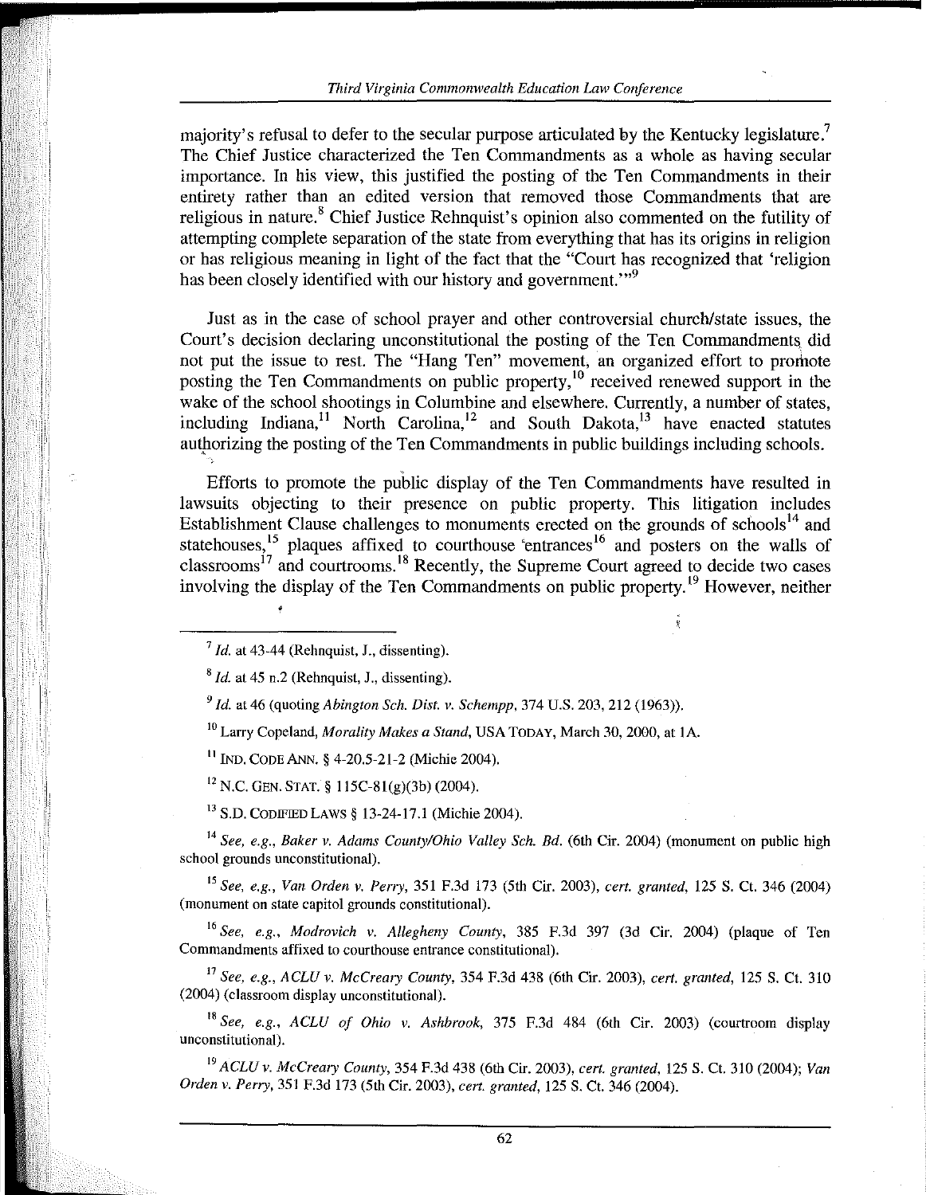majority's refusal to defer to the secular purpose articulated by the Kentucky legislature.[7] The Chief Justice characterized the Ten Commandments as a whole as having secular importance. In his view, this justified the posting of the Ten Commandments in their entirety rather than an edited version that removed those Commandments that are religious in nature.[8] Chief Justice Rehnquist's opinion also commented on the futility of attempting complete separation of the state from everything that has its origins in religion or has religious meaning in light of the fact that the "Court has recognized that 'religion has been closely identified with our history and government.'"[9]

Just as in the case of school prayer and other controversial church/state issues, the Court's decision declaring unconstitutional the posting of the Ten Commandments did not put the issue to rest. The "Hang Ten" movement, an organized effort to promote posting the Ten Commandments on public property,[10] received renewed support in the wake of the school shootings in Columbine and elsewhere. Currently, a number of states, including Indiana,[11] North Carolina,[12] and South Dakota,[13] have enacted statutes authorizing the posting of the Ten Commandments in public buildings including schools.

Efforts to promote the public display of the Ten Commandments have resulted in lawsuits objecting to their presence on public property. This litigation includes Establishment Clause challenges to monuments erected on the grounds of schools[14] and statehouses,[15] plaques affixed to courthouse entrances[16] and posters on the walls of classrooms[17] and courtrooms.[18] Recently, the Supreme Court agreed to decide two cases involving the display of the Ten Commandments on public property.[19] However, neither

---

[7] *Id.* at 43-44 (Rehnquist, J., dissenting).

[8] *Id.* at 45 n.2 (Rehnquist, J., dissenting).

[9] *Id.* at 46 (quoting *Abington Sch. Dist. v. Schempp*, 374 U.S. 203, 212 (1963)).

[10] Larry Copeland, *Morality Makes a Stand*, USA TODAY, March 30, 2000, at 1A.

[11] IND. CODE ANN. § 4-20.5-21-2 (Michie 2004).

[12] N.C. GEN. STAT. § 115C-81(g)(3b) (2004).

[13] S.D. CODIFIED LAWS § 13-24-17.1 (Michie 2004).

[14] *See, e.g., Baker v. Adams County/Ohio Valley Sch. Bd.* (6th Cir. 2004) (monument on public high school grounds unconstitutional).

[15] *See, e.g., Van Orden v. Perry*, 351 F.3d 173 (5th Cir. 2003), *cert. granted*, 125 S. Ct. 346 (2004) (monument on state capitol grounds constitutional).

[16] *See, e.g., Modrovich v. Allegheny County*, 385 F.3d 397 (3d Cir. 2004) (plaque of Ten Commandments affixed to courthouse entrance constitutional).

[17] *See, e.g., ACLU v. McCreary County*, 354 F.3d 438 (6th Cir. 2003), *cert. granted*, 125 S. Ct. 310 (2004) (classroom display unconstitutional).

[18] *See, e.g., ACLU of Ohio v. Ashbrook*, 375 F.3d 484 (6th Cir. 2003) (courtroom display unconstitutional).

[19] *ACLU v. McCreary County*, 354 F.3d 438 (6th Cir. 2003), *cert. granted*, 125 S. Ct. 310 (2004); *Van Orden v. Perry*, 351 F.3d 173 (5th Cir. 2003), *cert. granted*, 125 S. Ct. 346 (2004).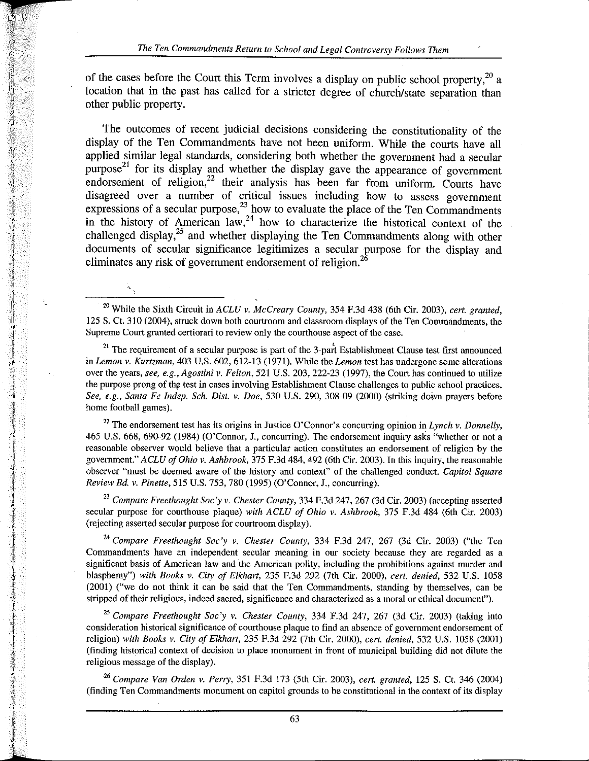of the cases before the Court this Term involves a display on public school property,[20] a location that in the past has called for a stricter degree of church/state separation than other public property.

The outcomes of recent judicial decisions considering the constitutionality of the display of the Ten Commandments have not been uniform. While the courts have all applied similar legal standards, considering both whether the government had a secular purpose[21] for its display and whether the display gave the appearance of government endorsement of religion,[22] their analysis has been far from uniform. Courts have disagreed over a number of critical issues including how to assess government expressions of a secular purpose,[23] how to evaluate the place of the Ten Commandments in the history of American law,[24] how to characterize the historical context of the challenged display,[25] and whether displaying the Ten Commandments along with other documents of secular significance legitimizes a secular purpose for the display and eliminates any risk of government endorsement of religion.[26]

---

[20] While the Sixth Circuit in *ACLU v. McCreary County*, 354 F.3d 438 (6th Cir. 2003), *cert. granted*, 125 S. Ct. 310 (2004), struck down both courtroom and classroom displays of the Ten Commandments, the Supreme Court granted certiorari to review only the courthouse aspect of the case.

[21] The requirement of a secular purpose is part of the 3-part Establishment Clause test first announced in *Lemon v. Kurtzman*, 403 U.S. 602, 612-13 (1971). While the *Lemon* test has undergone some alterations over the years, *see, e.g.*, *Agostini v. Felton*, 521 U.S. 203, 222-23 (1997), the Court has continued to utilize the purpose prong of the test in cases involving Establishment Clause challenges to public school practices. *See, e.g.*, *Santa Fe Indep. Sch. Dist. v. Doe*, 530 U.S. 290, 308-09 (2000) (striking down prayers before home football games).

[22] The endorsement test has its origins in Justice O'Connor's concurring opinion in *Lynch v. Donnelly*, 465 U.S. 668, 690-92 (1984) (O'Connor, J., concurring). The endorsement inquiry asks "whether or not a reasonable observer would believe that a particular action constitutes an endorsement of religion by the government." *ACLU of Ohio v. Ashbrook*, 375 F.3d 484, 492 (6th Cir. 2003). In this inquiry, the reasonable observer "must be deemed aware of the history and context" of the challenged conduct. *Capitol Square Review Bd. v. Pinette*, 515 U.S. 753, 780 (1995) (O'Connor, J., concurring).

[23] *Compare Freethought Soc'y v. Chester County*, 334 F.3d 247, 267 (3d Cir. 2003) (accepting asserted secular purpose for courthouse plaque) *with ACLU of Ohio v. Ashbrook*, 375 F.3d 484 (6th Cir. 2003) (rejecting asserted secular purpose for courtroom display).

[24] *Compare Freethought Soc'y v. Chester County*, 334 F.3d 247, 267 (3d Cir. 2003) ("the Ten Commandments have an independent secular meaning in our society because they are regarded as a significant basis of American law and the American polity, including the prohibitions against murder and blasphemy") *with Books v. City of Elkhart*, 235 F.3d 292 (7th Cir. 2000), *cert. denied*, 532 U.S. 1058 (2001) ("we do not think it can be said that the Ten Commandments, standing by themselves, can be stripped of their religious, indeed sacred, significance and characterized as a moral or ethical document").

[25] *Compare Freethought Soc'y v. Chester County*, 334 F.3d 247, 267 (3d Cir. 2003) (taking into consideration historical significance of courthouse plaque to find an absence of government endorsement of religion) *with Books v. City of Elkhart*, 235 F.3d 292 (7th Cir. 2000), *cert. denied*, 532 U.S. 1058 (2001) (finding historical context of decision to place monument in front of municipal building did not dilute the religious message of the display).

[26] *Compare Van Orden v. Perry*, 351 F.3d 173 (5th Cir. 2003), *cert. granted*, 125 S. Ct. 346 (2004) (finding Ten Commandments monument on capitol grounds to be constitutional in the context of its display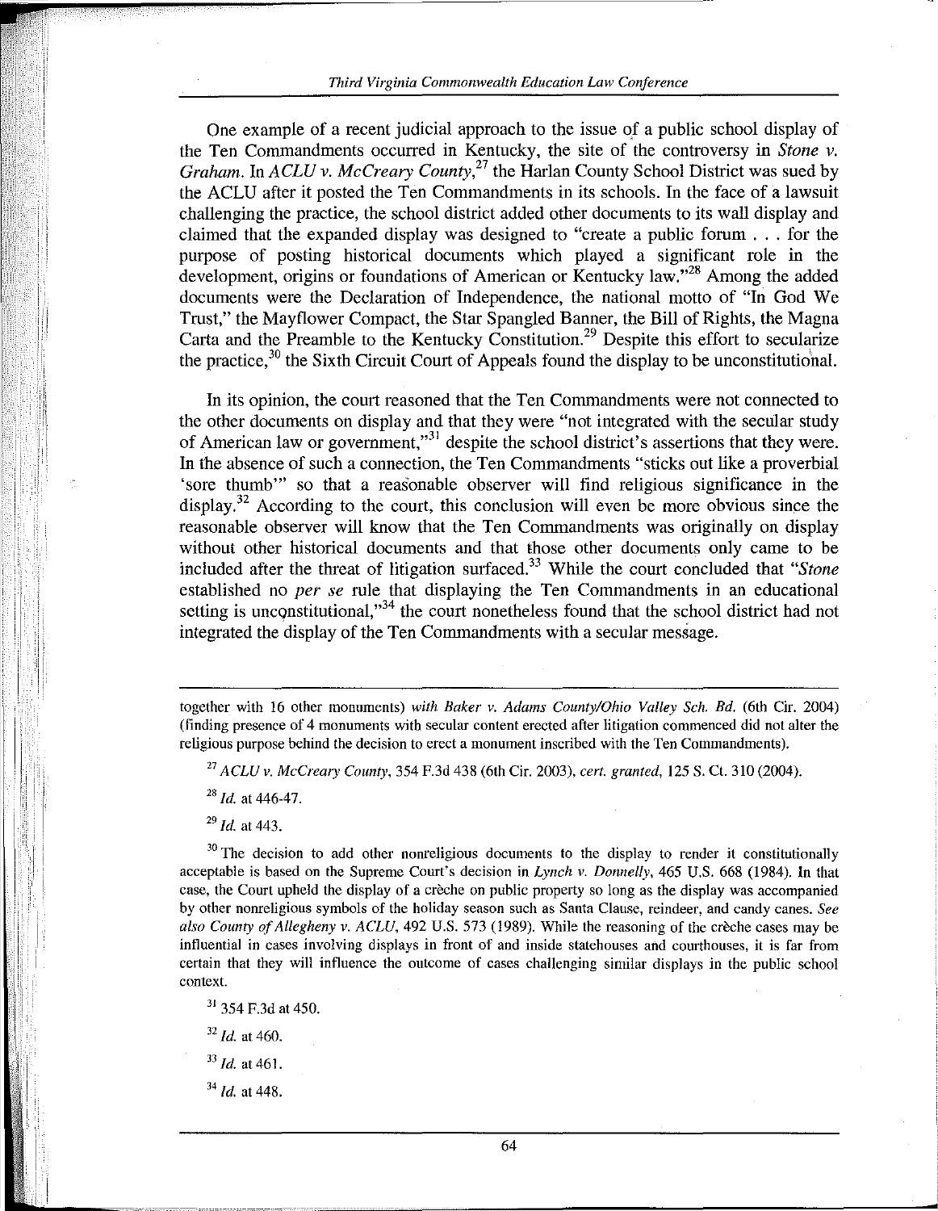One example of a recent judicial approach to the issue of a public school display of the Ten Commandments occurred in Kentucky, the site of the controversy in *Stone v. Graham*. In *ACLU v. McCreary County*,[27] the Harlan County School District was sued by the ACLU after it posted the Ten Commandments in its schools. In the face of a lawsuit challenging the practice, the school district added other documents to its wall display and claimed that the expanded display was designed to "create a public forum . . . for the purpose of posting historical documents which played a significant role in the development, origins or foundations of American or Kentucky law."[28] Among the added documents were the Declaration of Independence, the national motto of "In God We Trust," the Mayflower Compact, the Star Spangled Banner, the Bill of Rights, the Magna Carta and the Preamble to the Kentucky Constitution.[29] Despite this effort to secularize the practice,[30] the Sixth Circuit Court of Appeals found the display to be unconstitutional.

In its opinion, the court reasoned that the Ten Commandments were not connected to the other documents on display and that they were "not integrated with the secular study of American law or government,"[31] despite the school district's assertions that they were. In the absence of such a connection, the Ten Commandments "sticks out like a proverbial 'sore thumb'" so that a reasonable observer will find religious significance in the display.[32] According to the court, this conclusion will even be more obvious since the reasonable observer will know that the Ten Commandments was originally on display without other historical documents and that those other documents only came to be included after the threat of litigation surfaced.[33] While the court concluded that "*Stone* established no *per se* rule that displaying the Ten Commandments in an educational setting is unconstitutional,"[34] the court nonetheless found that the school district had not integrated the display of the Ten Commandments with a secular message.

---

together with 16 other monuments) *with Baker v. Adams County/Ohio Valley Sch. Bd.* (6th Cir. 2004) (finding presence of 4 monuments with secular content erected after litigation commenced did not alter the religious purpose behind the decision to erect a monument inscribed with the Ten Commandments).

[27] *ACLU v. McCreary County*, 354 F.3d 438 (6th Cir. 2003), *cert. granted*, 125 S. Ct. 310 (2004).

[28] *Id.* at 446-47.

[29] *Id.* at 443.

[30] The decision to add other nonreligious documents to the display to render it constitutionally acceptable is based on the Supreme Court's decision in *Lynch v. Donnelly*, 465 U.S. 668 (1984). In that case, the Court upheld the display of a crèche on public property so long as the display was accompanied by other nonreligious symbols of the holiday season such as Santa Clause, reindeer, and candy canes. *See also County of Allegheny v. ACLU*, 492 U.S. 573 (1989). While the reasoning of the crèche cases may be influential in cases involving displays in front of and inside statehouses and courthouses, it is far from certain that they will influence the outcome of cases challenging similar displays in the public school context.

[31] 354 F.3d at 450.

[32] *Id.* at 460.

[33] *Id.* at 461.

[34] *Id.* at 448.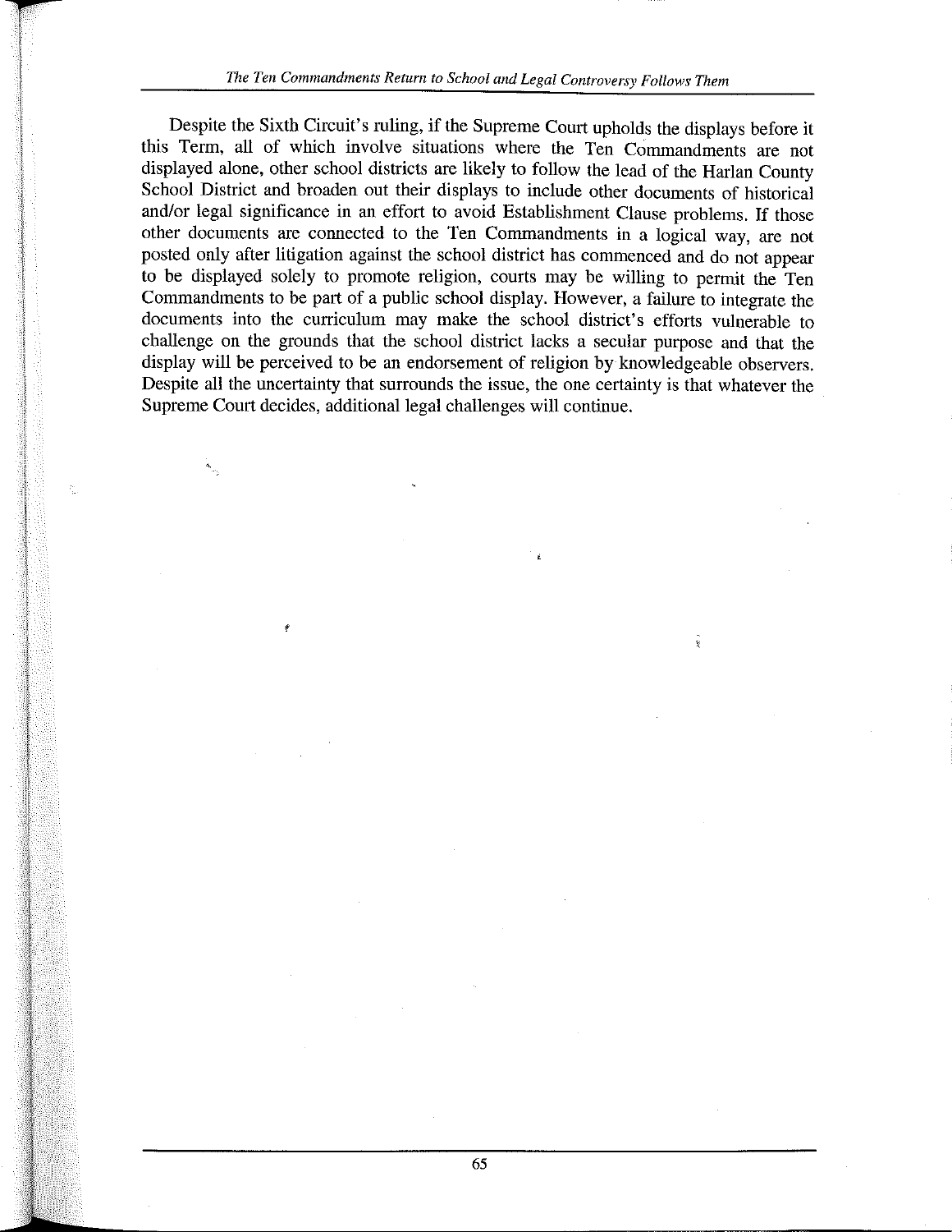Despite the Sixth Circuit's ruling, if the Supreme Court upholds the displays before it this Term, all of which involve situations where the Ten Commandments are not displayed alone, other school districts are likely to follow the lead of the Harlan County School District and broaden out their displays to include other documents of historical and/or legal significance in an effort to avoid Establishment Clause problems. If those other documents are connected to the Ten Commandments in a logical way, are not posted only after litigation against the school district has commenced and do not appear to be displayed solely to promote religion, courts may be willing to permit the Ten Commandments to be part of a public school display. However, a failure to integrate the documents into the curriculum may make the school district's efforts vulnerable to challenge on the grounds that the school district lacks a secular purpose and that the display will be perceived to be an endorsement of religion by knowledgeable observers. Despite all the uncertainty that surrounds the issue, the one certainty is that whatever the Supreme Court decides, additional legal challenges will continue.